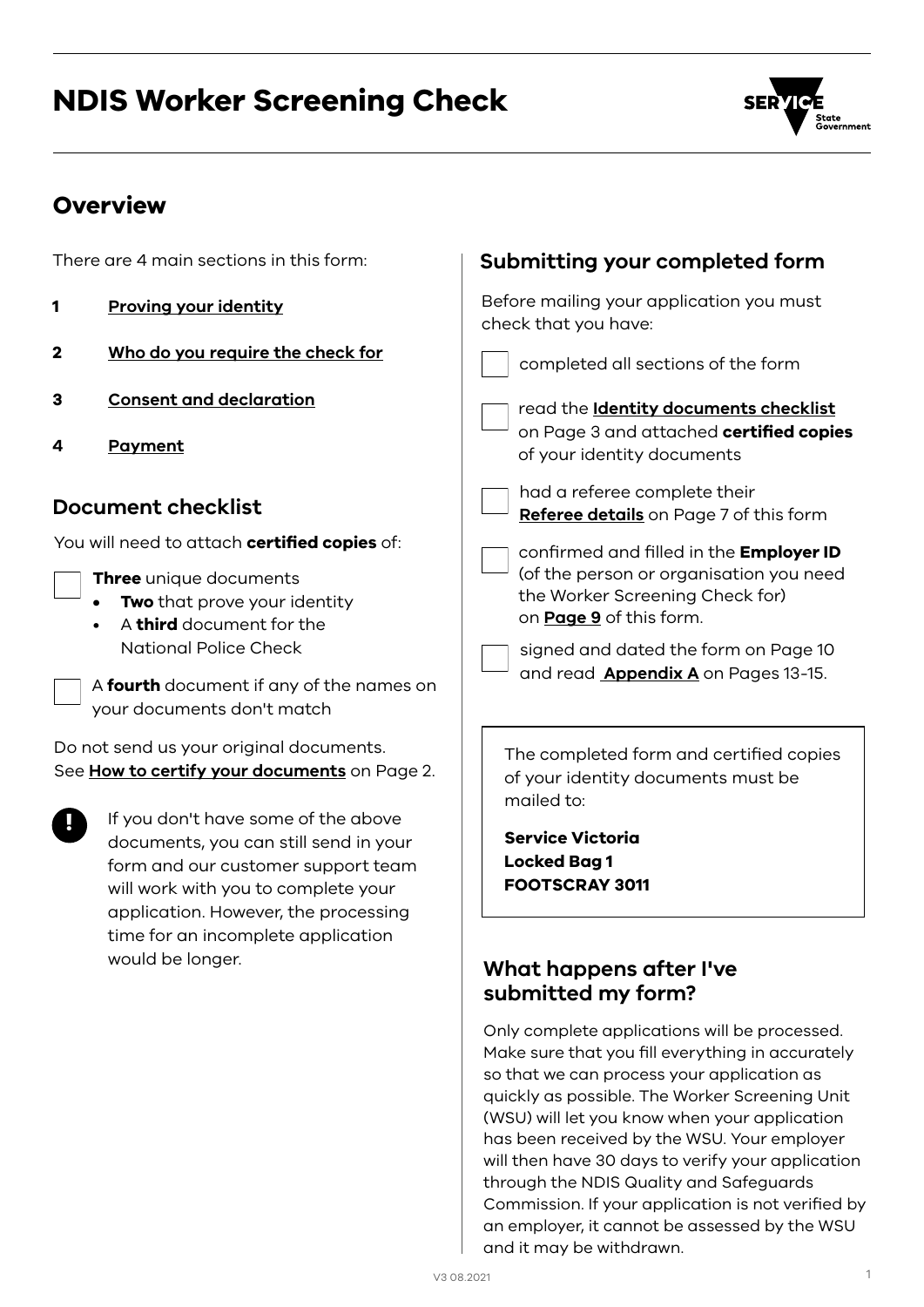# NDIS Worker Screening Check

## Overview

There are 4 main sections in this form:

1. **Proving your identity**
2. **Who do you require the check for**
3. **Consent and declaration**
4. **Payment**

### Document checklist

You will need to attach **certified copies** of:

- [ ] **Three** unique documents
  - **Two** that prove your identity
  - A **third** document for the National Police Check
- [ ] A **fourth** document if any of the names on your documents don't match

Do not send us your original documents. See **How to certify your documents** on Page 2.

**!** If you don't have some of the above documents, you can still send in your form and our customer support team will work with you to complete your application. However, the processing time for an incomplete application would be longer.

## Submitting your completed form

Before mailing your application you must check that you have:

- [ ] completed all sections of the form
- [ ] read the **Identity documents checklist** on Page 3 and attached **certified copies** of your identity documents
- [ ] had a referee complete their **Referee details** on Page 7 of this form
- [ ] confirmed and filled in the **Employer ID** (of the person or organisation you need the Worker Screening Check for) on **Page 9** of this form.
- [ ] signed and dated the form on Page 10 and read **Appendix A** on Pages 13-15.

The completed form and certified copies of your identity documents must be mailed to:

**Service Victoria**
**Locked Bag 1**
**FOOTSCRAY 3011**

### What happens after I've submitted my form?

Only complete applications will be processed. Make sure that you fill everything in accurately so that we can process your application as quickly as possible. The Worker Screening Unit (WSU) will let you know when your application has been received by the WSU. Your employer will then have 30 days to verify your application through the NDIS Quality and Safeguards Commission. If your application is not verified by an employer, it cannot be assessed by the WSU and it may be withdrawn.

V3 08.2021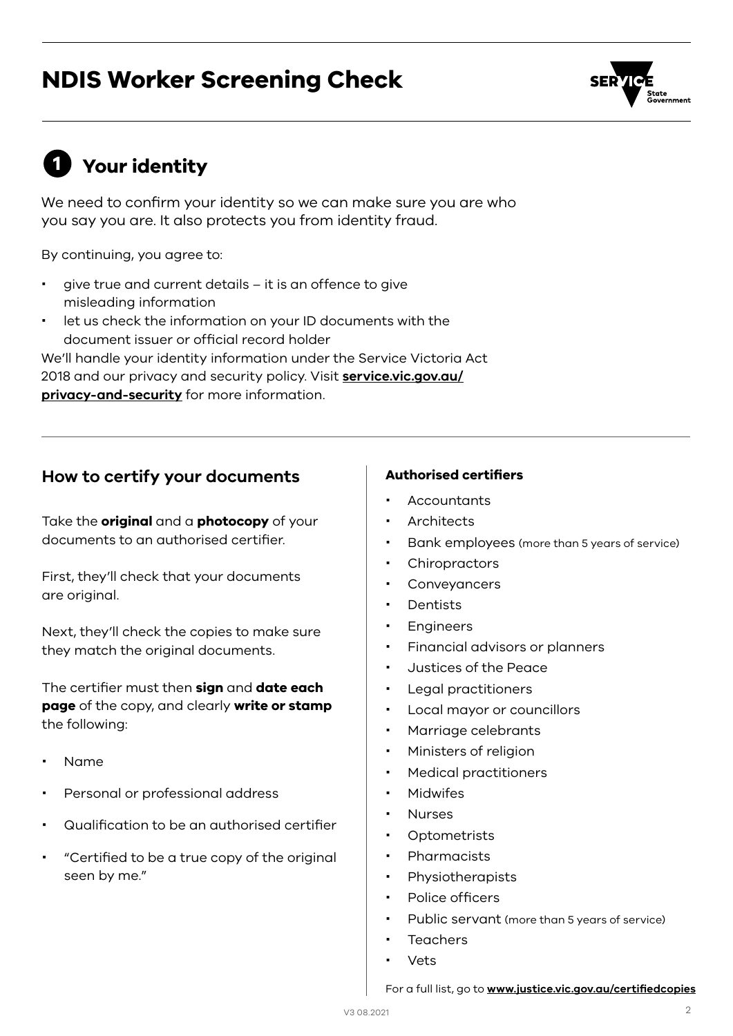# NDIS Worker Screening Check

## 1 Your identity

We need to confirm your identity so we can make sure you are who you say you are. It also protects you from identity fraud.

By continuing, you agree to:

- give true and current details – it is an offence to give misleading information
- let us check the information on your ID documents with the document issuer or official record holder

We'll handle your identity information under the Service Victoria Act 2018 and our privacy and security policy. Visit **service.vic.gov.au/privacy-and-security** for more information.

### How to certify your documents

Take the **original** and a **photocopy** of your documents to an authorised certifier.

First, they'll check that your documents are original.

Next, they'll check the copies to make sure they match the original documents.

The certifier must then **sign** and **date each page** of the copy, and clearly **write or stamp** the following:

- Name
- Personal or professional address
- Qualification to be an authorised certifier
- "Certified to be a true copy of the original seen by me."

**Authorised certifiers**

- Accountants
- Architects
- Bank employees (more than 5 years of service)
- Chiropractors
- Conveyancers
- Dentists
- Engineers
- Financial advisors or planners
- Justices of the Peace
- Legal practitioners
- Local mayor or councillors
- Marriage celebrants
- Ministers of religion
- Medical practitioners
- Midwifes
- Nurses
- Optometrists
- Pharmacists
- Physiotherapists
- Police officers
- Public servant (more than 5 years of service)
- Teachers
- Vets

For a full list, go to **www.justice.vic.gov.au/certifiedcopies**

V3 08.2021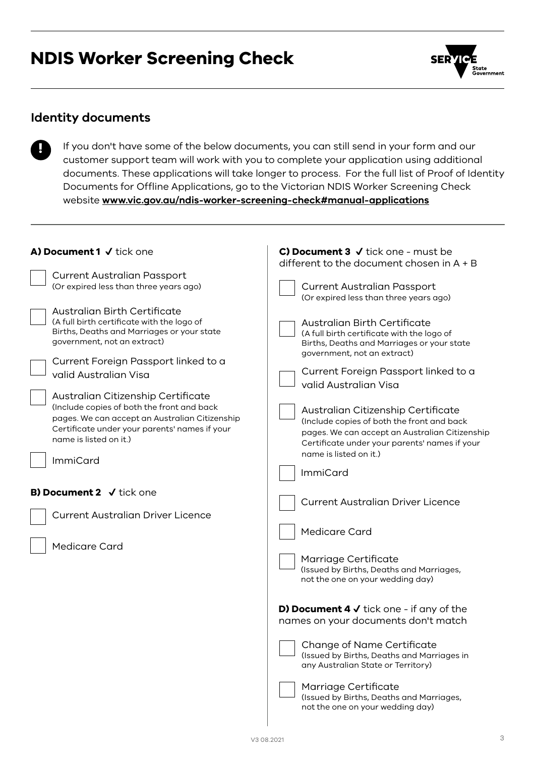# NDIS Worker Screening Check

## Identity documents

**!** If you don't have some of the below documents, you can still send in your form and our customer support team will work with you to complete your application using additional documents. These applications will take longer to process. For the full list of Proof of Identity Documents for Offline Applications, go to the Victorian NDIS Worker Screening Check website **www.vic.gov.au/ndis-worker-screening-check#manual-applications**

**A) Document 1** ✓ tick one

- ☐ Current Australian Passport
  (Or expired less than three years ago)
- ☐ Australian Birth Certificate
  (A full birth certificate with the logo of Births, Deaths and Marriages or your state government, not an extract)
- ☐ Current Foreign Passport linked to a valid Australian Visa
- ☐ Australian Citizenship Certificate
  (Include copies of both the front and back pages. We can accept an Australian Citizenship Certificate under your parents' names if your name is listed on it.)
- ☐ ImmiCard

**B) Document 2** ✓ tick one

- ☐ Current Australian Driver Licence
- ☐ Medicare Card

**C) Document 3** ✓ tick one - must be different to the document chosen in A + B

- ☐ Current Australian Passport
  (Or expired less than three years ago)
- ☐ Australian Birth Certificate
  (A full birth certificate with the logo of Births, Deaths and Marriages or your state government, not an extract)
- ☐ Current Foreign Passport linked to a valid Australian Visa
- ☐ Australian Citizenship Certificate
  (Include copies of both the front and back pages. We can accept an Australian Citizenship Certificate under your parents' names if your name is listed on it.)
- ☐ ImmiCard
- ☐ Current Australian Driver Licence
- ☐ Medicare Card
- ☐ Marriage Certificate
  (Issued by Births, Deaths and Marriages, not the one on your wedding day)

**D) Document 4** ✓ tick one - if any of the names on your documents don't match

- ☐ Change of Name Certificate
  (Issued by Births, Deaths and Marriages in any Australian State or Territory)
- ☐ Marriage Certificate
  (Issued by Births, Deaths and Marriages, not the one on your wedding day)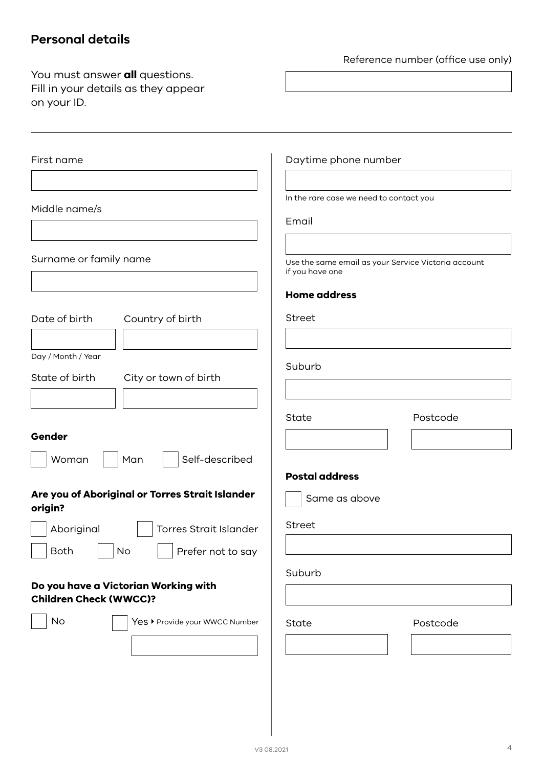## Personal details

You must answer **all** questions.
Fill in your details as they appear on your ID.

Reference number (office use only)

First name

Middle name/s

Surname or family name

Date of birth

Day / Month / Year

Country of birth

State of birth

City or town of birth

**Gender**

☐ Woman ☐ Man ☐ Self-described

**Are you of Aboriginal or Torres Strait Islander origin?**

☐ Aboriginal ☐ Torres Strait Islander

☐ Both ☐ No ☐ Prefer not to say

**Do you have a Victorian Working with Children Check (WWCC)?**

☐ No ☐ Yes ▸ Provide your WWCC Number

Daytime phone number

In the rare case we need to contact you

Email

Use the same email as your Service Victoria account if you have one

**Home address**

Street

Suburb

State

Postcode

**Postal address**

☐ Same as above

Street

Suburb

State

Postcode

V3 08.2021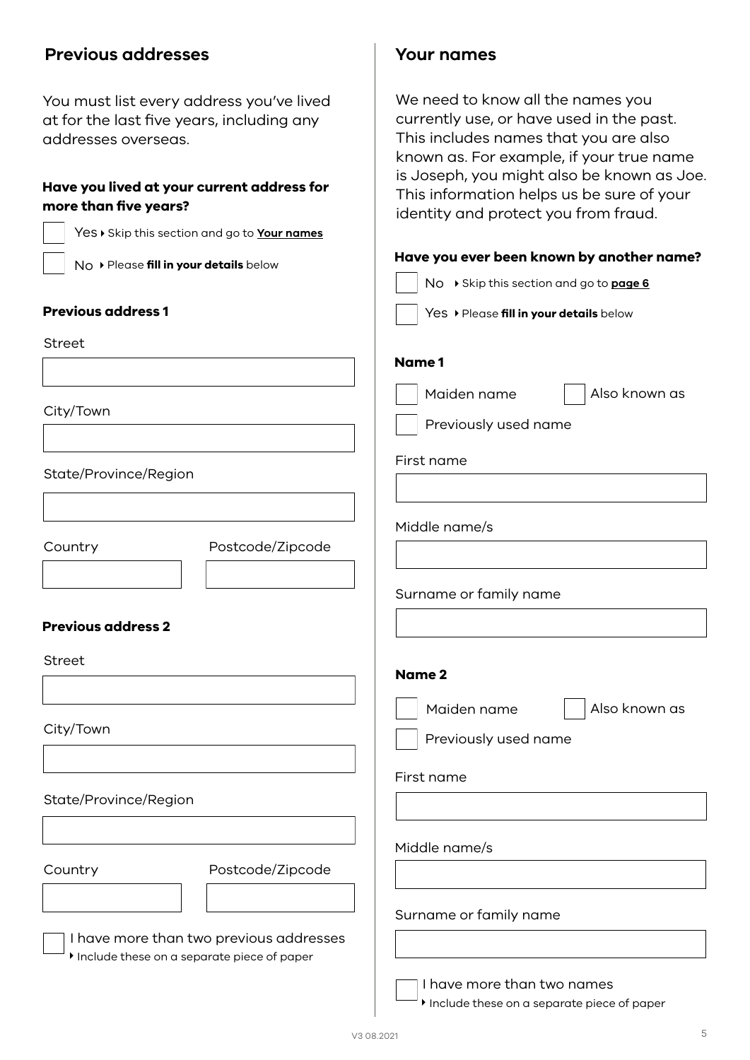## Previous addresses

You must list every address you've lived at for the last five years, including any addresses overseas.

**Have you lived at your current address for more than five years?**

☐ Yes ▸ Skip this section and go to **Your names**

☐ No ▸ Please **fill in your details** below

**Previous address 1**

Street

City/Town

State/Province/Region

Country

Postcode/Zipcode

**Previous address 2**

Street

City/Town

State/Province/Region

Country

Postcode/Zipcode

☐ I have more than two previous addresses
▸ Include these on a separate piece of paper

## Your names

We need to know all the names you currently use, or have used in the past. This includes names that you are also known as. For example, if your true name is Joseph, you might also be known as Joe. This information helps us be sure of your identity and protect you from fraud.

**Have you ever been known by another name?**

☐ No ▸ Skip this section and go to **page 6**

☐ Yes ▸ Please **fill in your details** below

**Name 1**

☐ Maiden name ☐ Also known as

☐ Previously used name

First name

Middle name/s

Surname or family name

**Name 2**

☐ Maiden name ☐ Also known as

☐ Previously used name

First name

Middle name/s

Surname or family name

☐ I have more than two names
▸ Include these on a separate piece of paper

V3 08.2021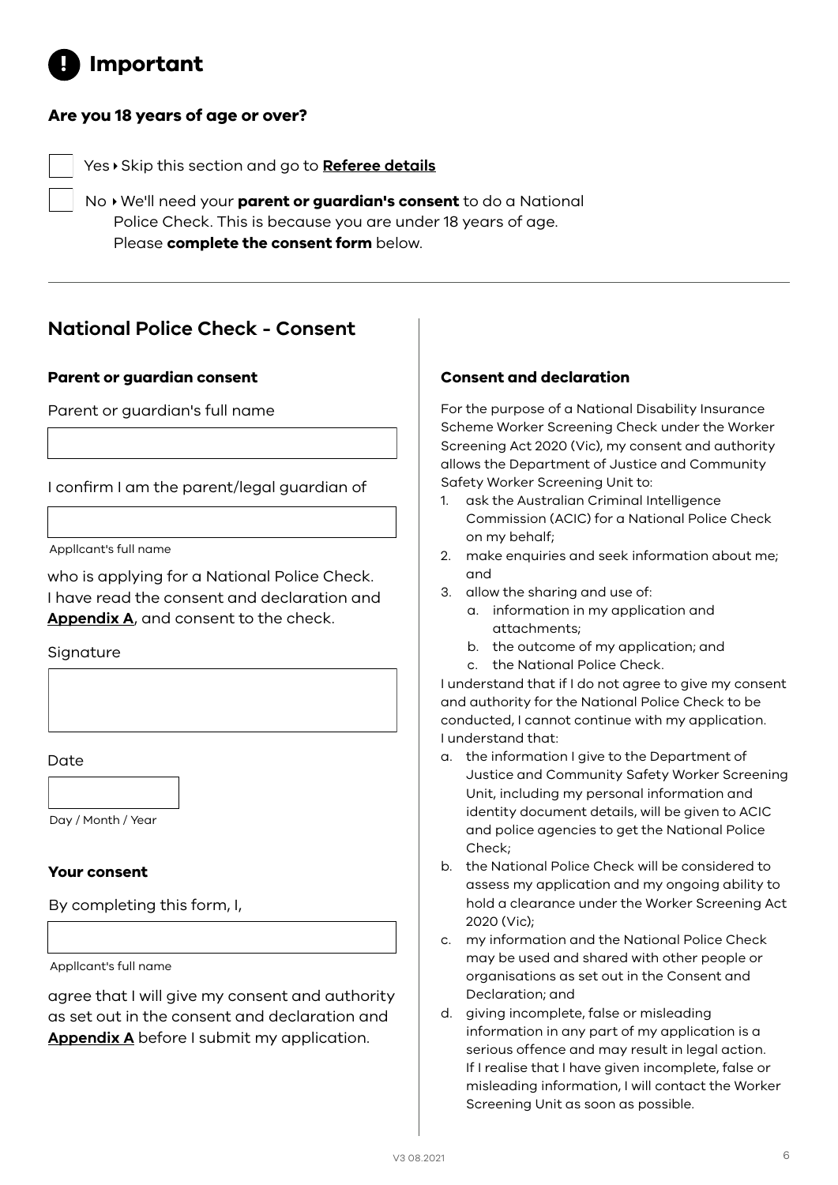# Important

**Are you 18 years of age or over?**

- [ ] Yes ▸ Skip this section and go to **Referee details**
- [ ] No ▸ We'll need your **parent or guardian's consent** to do a National Police Check. This is because you are under 18 years of age. Please **complete the consent form** below.

---

## National Police Check - Consent

### Parent or guardian consent

Parent or guardian's full name

\_\_\_\_\_\_\_\_\_\_\_\_\_\_\_\_\_\_\_\_

I confirm I am the parent/legal guardian of

\_\_\_\_\_\_\_\_\_\_\_\_\_\_\_\_\_\_\_\_

Appllcant's full name

who is applying for a National Police Check. I have read the consent and declaration and **Appendix A**, and consent to the check.

Signature

\_\_\_\_\_\_\_\_\_\_\_\_\_\_\_\_\_\_\_\_

Date

\_\_\_\_\_\_\_\_\_\_

Day / Month / Year

### Your consent

By completing this form, I,

\_\_\_\_\_\_\_\_\_\_\_\_\_\_\_\_\_\_\_\_

Appllcant's full name

agree that I will give my consent and authority as set out in the consent and declaration and **Appendix A** before I submit my application.

### Consent and declaration

For the purpose of a National Disability Insurance Scheme Worker Screening Check under the Worker Screening Act 2020 (Vic), my consent and authority allows the Department of Justice and Community Safety Worker Screening Unit to:

1. ask the Australian Criminal Intelligence Commission (ACIC) for a National Police Check on my behalf;
2. make enquiries and seek information about me; and
3. allow the sharing and use of:
   a. information in my application and attachments;
   b. the outcome of my application; and
   c. the National Police Check.

I understand that if I do not agree to give my consent and authority for the National Police Check to be conducted, I cannot continue with my application.

I understand that:

a. the information I give to the Department of Justice and Community Safety Worker Screening Unit, including my personal information and identity document details, will be given to ACIC and police agencies to get the National Police Check;

b. the National Police Check will be considered to assess my application and my ongoing ability to hold a clearance under the Worker Screening Act 2020 (Vic);

c. my information and the National Police Check may be used and shared with other people or organisations as set out in the Consent and Declaration; and

d. giving incomplete, false or misleading information in any part of my application is a serious offence and may result in legal action. If I realise that I have given incomplete, false or misleading information, I will contact the Worker Screening Unit as soon as possible.

V3 08.2021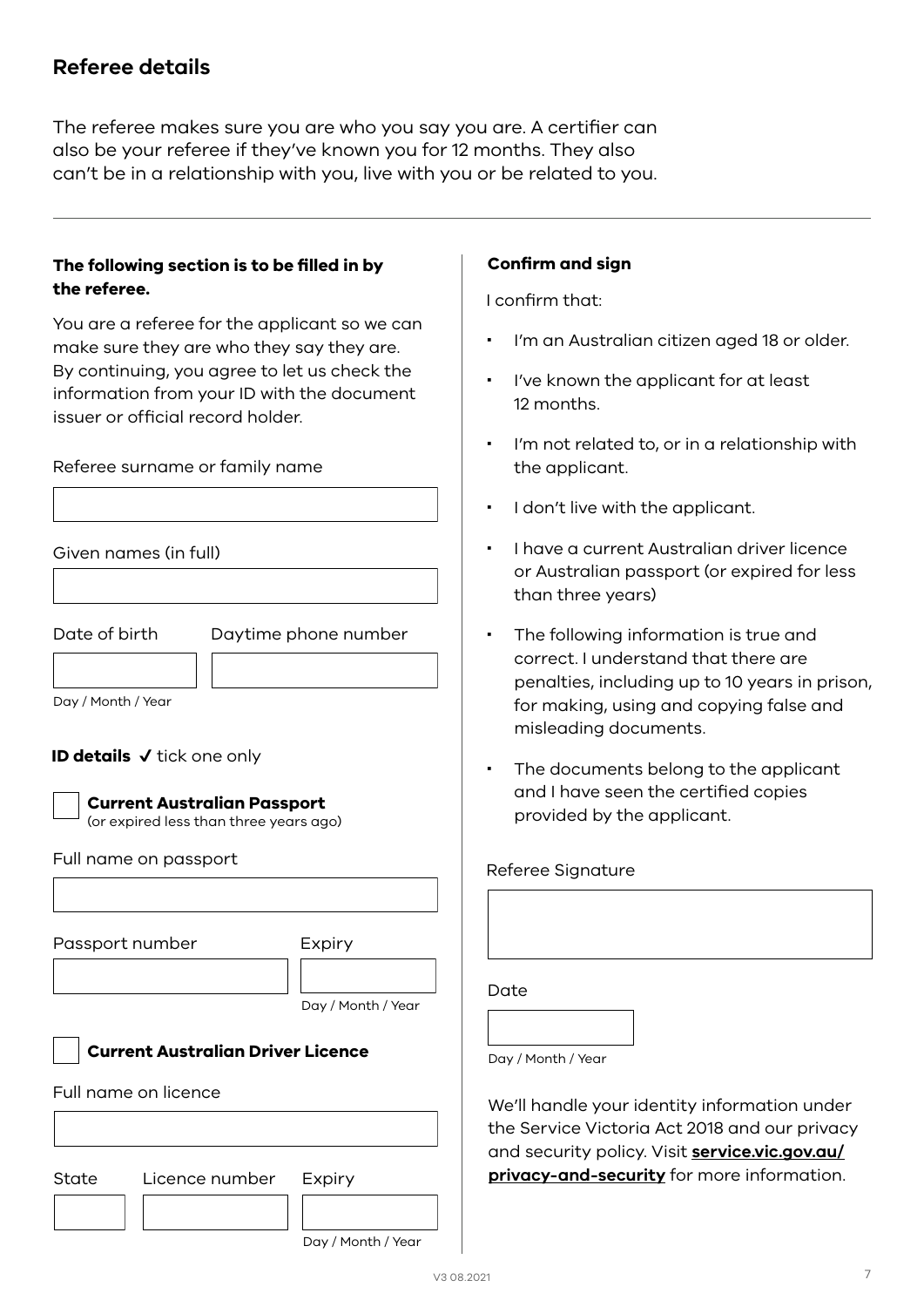## Referee details

The referee makes sure you are who you say you are. A certifier can also be your referee if they've known you for 12 months. They also can't be in a relationship with you, live with you or be related to you.

---

**The following section is to be filled in by the referee.**

You are a referee for the applicant so we can make sure they are who they say they are. By continuing, you agree to let us check the information from your ID with the document issuer or official record holder.

Referee surname or family name

Given names (in full)

Date of birth (Day / Month / Year)

Daytime phone number

**ID details** ✓ tick one only

☐ **Current Australian Passport** (or expired less than three years ago)

Full name on passport

Passport number

Expiry (Day / Month / Year)

☐ **Current Australian Driver Licence**

Full name on licence

State

Licence number

Expiry (Day / Month / Year)

**Confirm and sign**

I confirm that:

- I'm an Australian citizen aged 18 or older.
- I've known the applicant for at least 12 months.
- I'm not related to, or in a relationship with the applicant.
- I don't live with the applicant.
- I have a current Australian driver licence or Australian passport (or expired for less than three years)
- The following information is true and correct. I understand that there are penalties, including up to 10 years in prison, for making, using and copying false and misleading documents.
- The documents belong to the applicant and I have seen the certified copies provided by the applicant.

Referee Signature

Date (Day / Month / Year)

We'll handle your identity information under the Service Victoria Act 2018 and our privacy and security policy. Visit **service.vic.gov.au/privacy-and-security** for more information.

V3 08.2021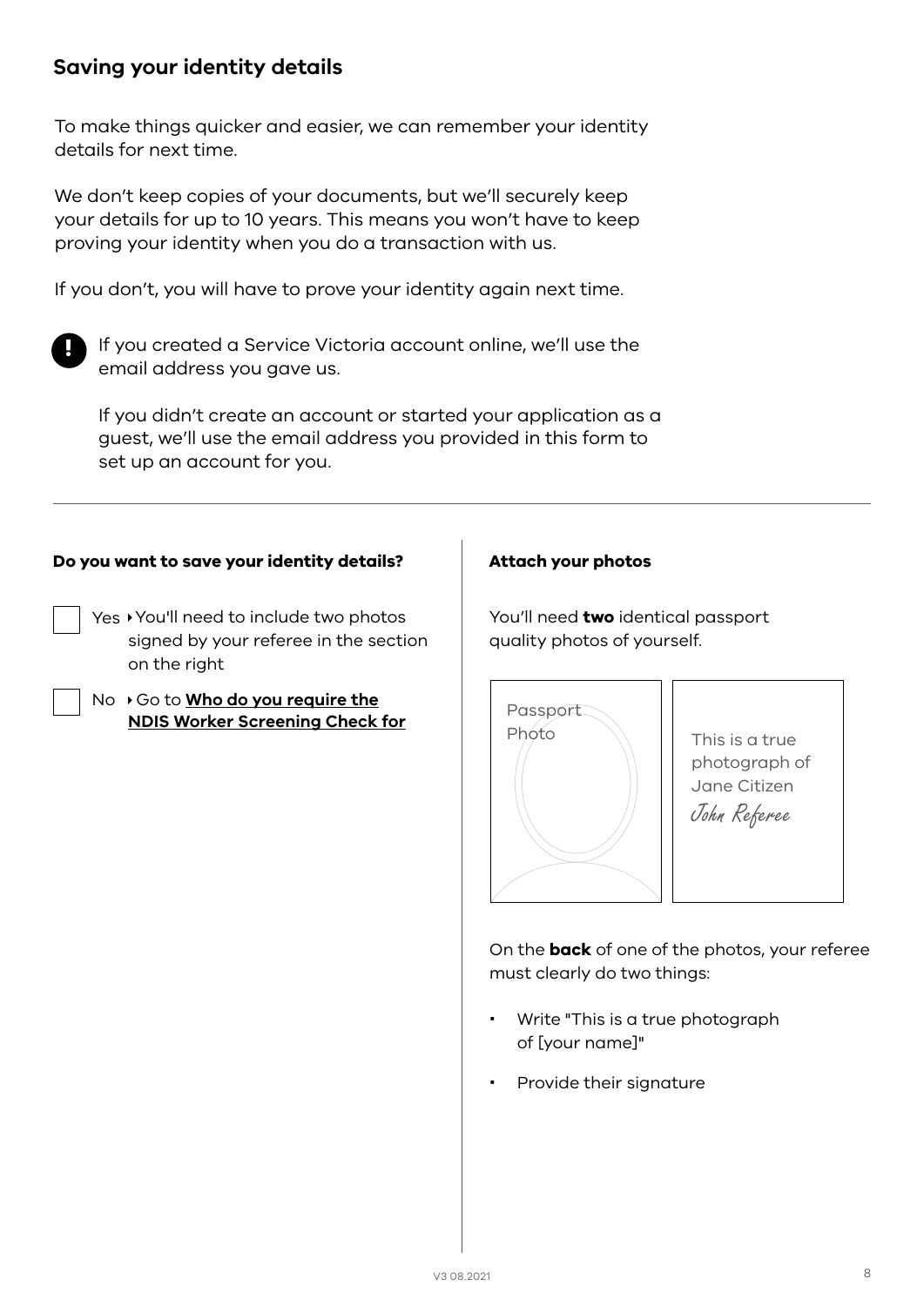## Saving your identity details

To make things quicker and easier, we can remember your identity details for next time.

We don't keep copies of your documents, but we'll securely keep your details for up to 10 years. This means you won't have to keep proving your identity when you do a transaction with us.

If you don't, you will have to prove your identity again next time.

**!** If you created a Service Victoria account online, we'll use the email address you gave us.

If you didn't create an account or started your application as a guest, we'll use the email address you provided in this form to set up an account for you.

---

**Do you want to save your identity details?**

- ☐ Yes ▸ You'll need to include two photos signed by your referee in the section on the right
- ☐ No ▸ Go to **Who do you require the NDIS Worker Screening Check for**

**Attach your photos**

You'll need **two** identical passport quality photos of yourself.

Passport Photo

This is a true photograph of Jane Citizen
*John Referee*

On the **back** of one of the photos, your referee must clearly do two things:

- Write "This is a true photograph of [your name]"
- Provide their signature

V3 08.2021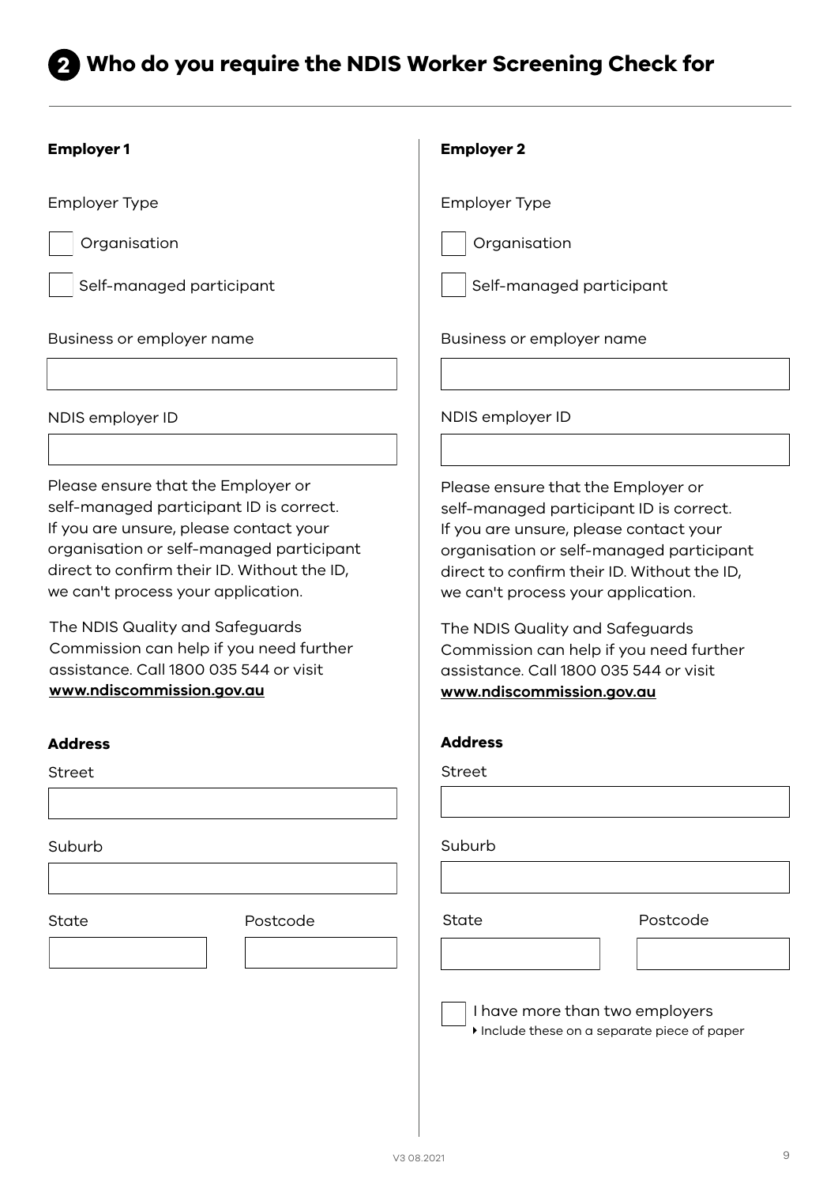## 2 Who do you require the NDIS Worker Screening Check for

### Employer 1

Employer Type

☐ Organisation

☐ Self-managed participant

Business or employer name

NDIS employer ID

Please ensure that the Employer or self-managed participant ID is correct. If you are unsure, please contact your organisation or self-managed participant direct to confirm their ID. Without the ID, we can't process your application.

The NDIS Quality and Safeguards Commission can help if you need further assistance. Call 1800 035 544 or visit **www.ndiscommission.gov.au**

**Address**

Street

Suburb

State

Postcode

### Employer 2

Employer Type

☐ Organisation

☐ Self-managed participant

Business or employer name

NDIS employer ID

Please ensure that the Employer or self-managed participant ID is correct. If you are unsure, please contact your organisation or self-managed participant direct to confirm their ID. Without the ID, we can't process your application.

The NDIS Quality and Safeguards Commission can help if you need further assistance. Call 1800 035 544 or visit **www.ndiscommission.gov.au**

**Address**

Street

Suburb

State

Postcode

☐ I have more than two employers
- Include these on a separate piece of paper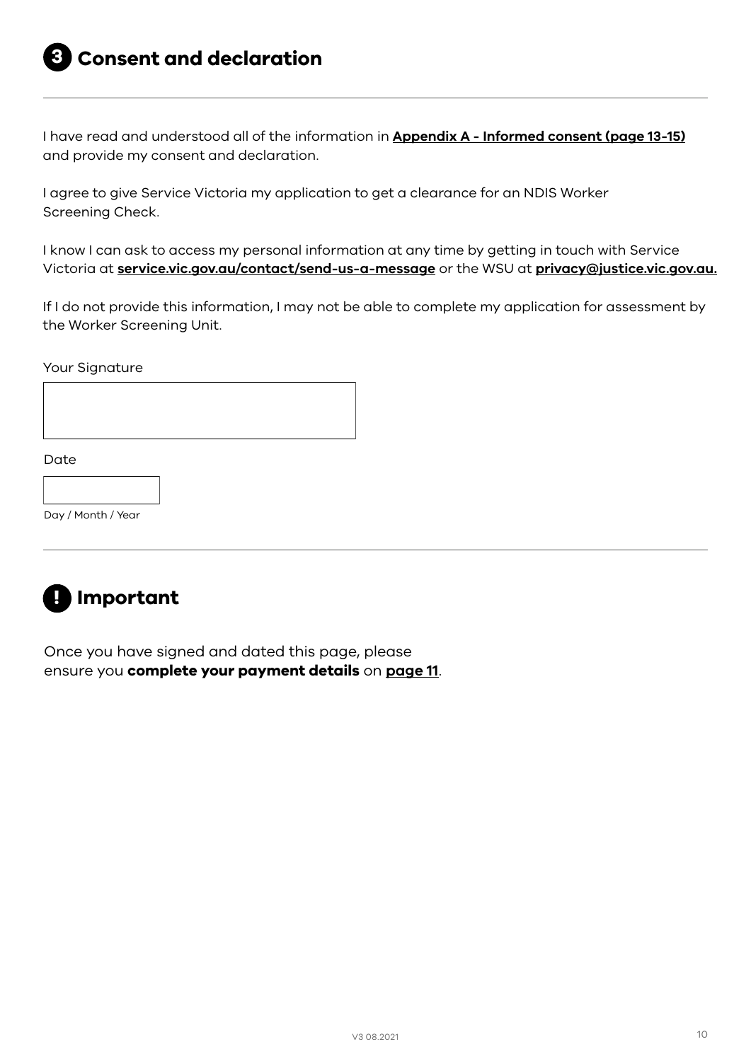## 3 Consent and declaration

I have read and understood all of the information in **Appendix A - Informed consent (page 13-15)** and provide my consent and declaration.

I agree to give Service Victoria my application to get a clearance for an NDIS Worker Screening Check.

I know I can ask to access my personal information at any time by getting in touch with Service Victoria at **service.vic.gov.au/contact/send-us-a-message** or the WSU at **privacy@justice.vic.gov.au.**

If I do not provide this information, I may not be able to complete my application for assessment by the Worker Screening Unit.

Your Signature

Date

Day / Month / Year

## ! Important

Once you have signed and dated this page, please ensure you **complete your payment details** on **page 11**.

V3 08.2021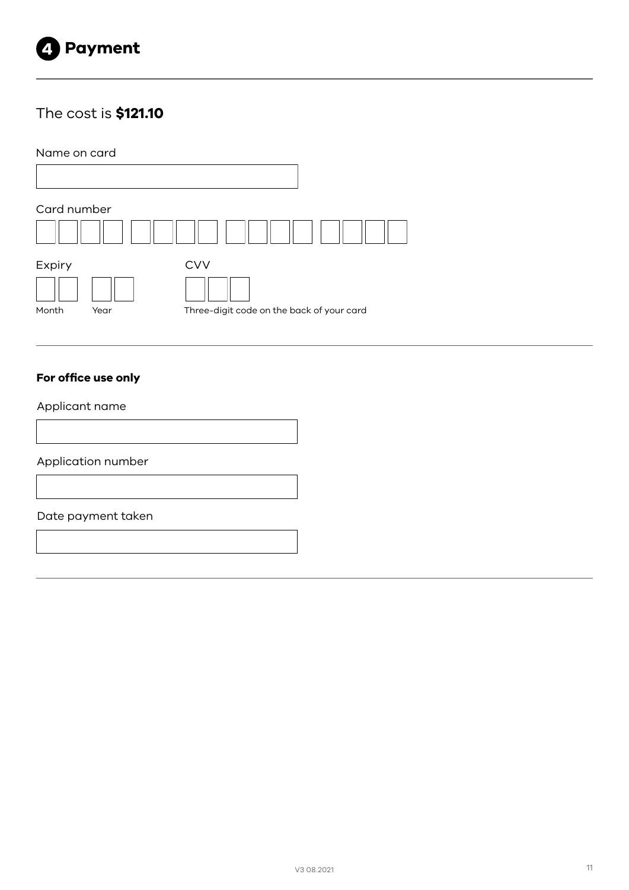# 4 Payment

The cost is **$121.10**

Name on card

Card number

Expiry

Month Year

CVV

Three-digit code on the back of your card

**For office use only**

Applicant name

Application number

Date payment taken

V3 08.2021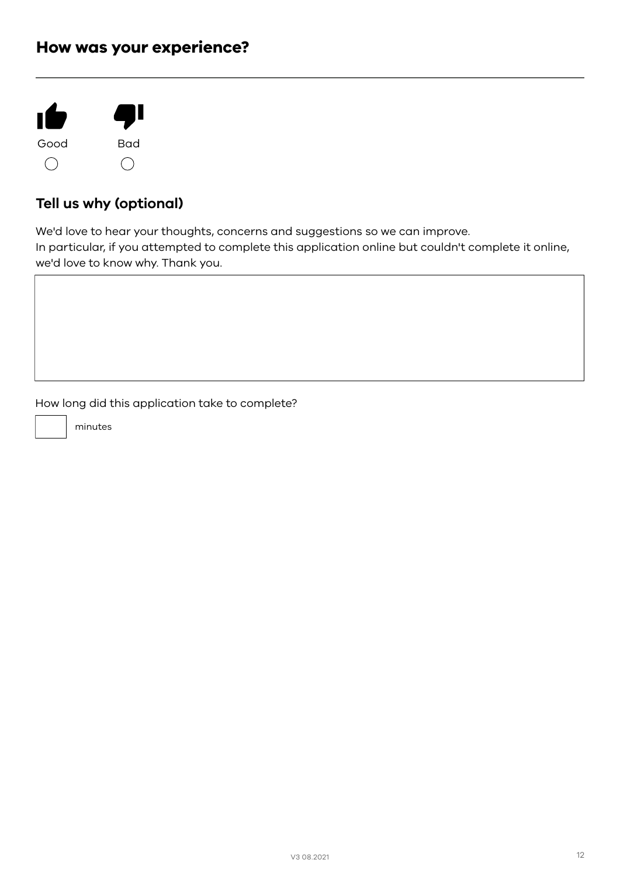## How was your experience?

Good ○

Bad ○

### Tell us why (optional)

We'd love to hear your thoughts, concerns and suggestions so we can improve.
In particular, if you attempted to complete this application online but couldn't complete it online, we'd love to know why. Thank you.

How long did this application take to complete?

minutes

V3 08.2021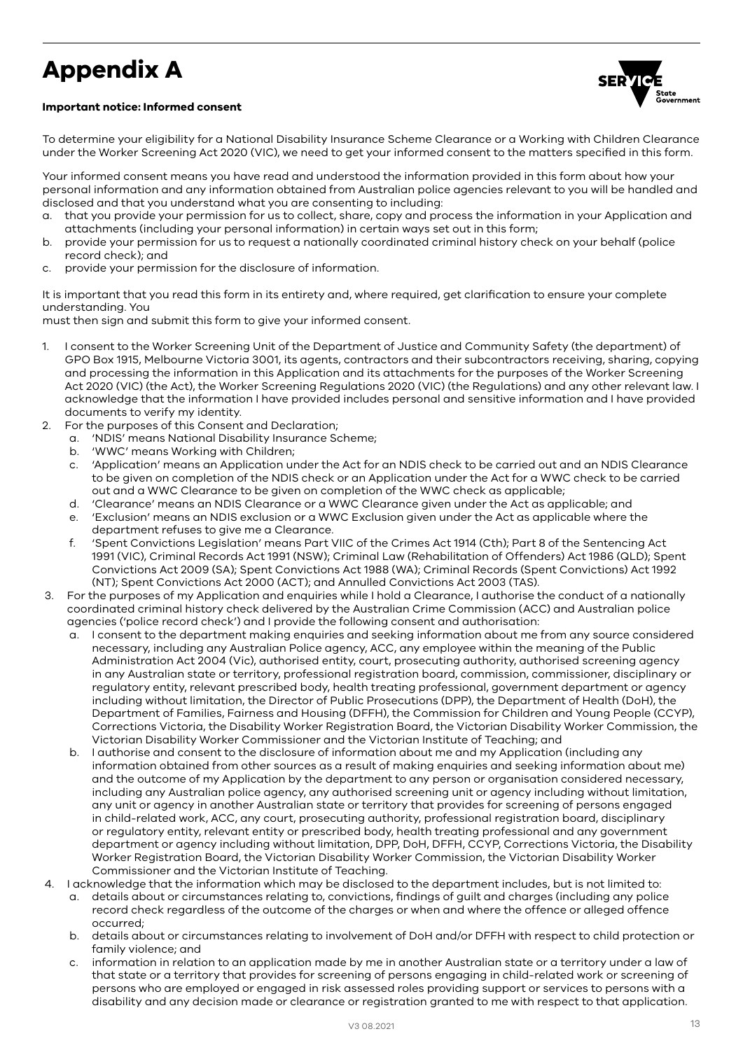# Appendix A

**Important notice: Informed consent**

To determine your eligibility for a National Disability Insurance Scheme Clearance or a Working with Children Clearance under the Worker Screening Act 2020 (VIC), we need to get your informed consent to the matters specified in this form.

Your informed consent means you have read and understood the information provided in this form about how your personal information and any information obtained from Australian police agencies relevant to you will be handled and disclosed and that you understand what you are consenting to including:

a. that you provide your permission for us to collect, share, copy and process the information in your Application and attachments (including your personal information) in certain ways set out in this form;
b. provide your permission for us to request a nationally coordinated criminal history check on your behalf (police record check); and
c. provide your permission for the disclosure of information.

It is important that you read this form in its entirety and, where required, get clarification to ensure your complete understanding. You
must then sign and submit this form to give your informed consent.

1. I consent to the Worker Screening Unit of the Department of Justice and Community Safety (the department) of GPO Box 1915, Melbourne Victoria 3001, its agents, contractors and their subcontractors receiving, sharing, copying and processing the information in this Application and its attachments for the purposes of the Worker Screening Act 2020 (VIC) (the Act), the Worker Screening Regulations 2020 (VIC) (the Regulations) and any other relevant law. I acknowledge that the information I have provided includes personal and sensitive information and I have provided documents to verify my identity.
2. For the purposes of this Consent and Declaration;
   a. 'NDIS' means National Disability Insurance Scheme;
   b. 'WWC' means Working with Children;
   c. 'Application' means an Application under the Act for an NDIS check to be carried out and an NDIS Clearance to be given on completion of the NDIS check or an Application under the Act for a WWC check to be carried out and a WWC Clearance to be given on completion of the WWC check as applicable;
   d. 'Clearance' means an NDIS Clearance or a WWC Clearance given under the Act as applicable; and
   e. 'Exclusion' means an NDIS exclusion or a WWC Exclusion given under the Act as applicable where the department refuses to give me a Clearance.
   f. 'Spent Convictions Legislation' means Part VIIC of the Crimes Act 1914 (Cth); Part 8 of the Sentencing Act 1991 (VIC), Criminal Records Act 1991 (NSW); Criminal Law (Rehabilitation of Offenders) Act 1986 (QLD); Spent Convictions Act 2009 (SA); Spent Convictions Act 1988 (WA); Criminal Records (Spent Convictions) Act 1992 (NT); Spent Convictions Act 2000 (ACT); and Annulled Convictions Act 2003 (TAS).
3. For the purposes of my Application and enquiries while I hold a Clearance, I authorise the conduct of a nationally coordinated criminal history check delivered by the Australian Crime Commission (ACC) and Australian police agencies ('police record check') and I provide the following consent and authorisation:
   a. I consent to the department making enquiries and seeking information about me from any source considered necessary, including any Australian Police agency, ACC, any employee within the meaning of the Public Administration Act 2004 (Vic), authorised entity, court, prosecuting authority, authorised screening agency in any Australian state or territory, professional registration board, commission, commissioner, disciplinary or regulatory entity, relevant prescribed body, health treating professional, government department or agency including without limitation, the Director of Public Prosecutions (DPP), the Department of Health (DoH), the Department of Families, Fairness and Housing (DFFH), the Commission for Children and Young People (CCYP), Corrections Victoria, the Disability Worker Registration Board, the Victorian Disability Worker Commission, the Victorian Disability Worker Commissioner and the Victorian Institute of Teaching; and
   b. I authorise and consent to the disclosure of information about me and my Application (including any information obtained from other sources as a result of making enquiries and seeking information about me) and the outcome of my Application by the department to any person or organisation considered necessary, including any Australian police agency, any authorised screening unit or agency including without limitation, any unit or agency in another Australian state or territory that provides for screening of persons engaged in child-related work, ACC, any court, prosecuting authority, professional registration board, disciplinary or regulatory entity, relevant entity or prescribed body, health treating professional and any government department or agency including without limitation, DPP, DoH, DFFH, CCYP, Corrections Victoria, the Disability Worker Registration Board, the Victorian Disability Worker Commission, the Victorian Disability Worker Commissioner and the Victorian Institute of Teaching.
4. I acknowledge that the information which may be disclosed to the department includes, but is not limited to:
   a. details about or circumstances relating to, convictions, findings of guilt and charges (including any police record check regardless of the outcome of the charges or when and where the offence or alleged offence occurred;
   b. details about or circumstances relating to involvement of DoH and/or DFFH with respect to child protection or family violence; and
   c. information in relation to an application made by me in another Australian state or a territory under a law of that state or a territory that provides for screening of persons engaging in child-related work or screening of persons who are employed or engaged in risk assessed roles providing support or services to persons with a disability and any decision made or clearance or registration granted to me with respect to that application.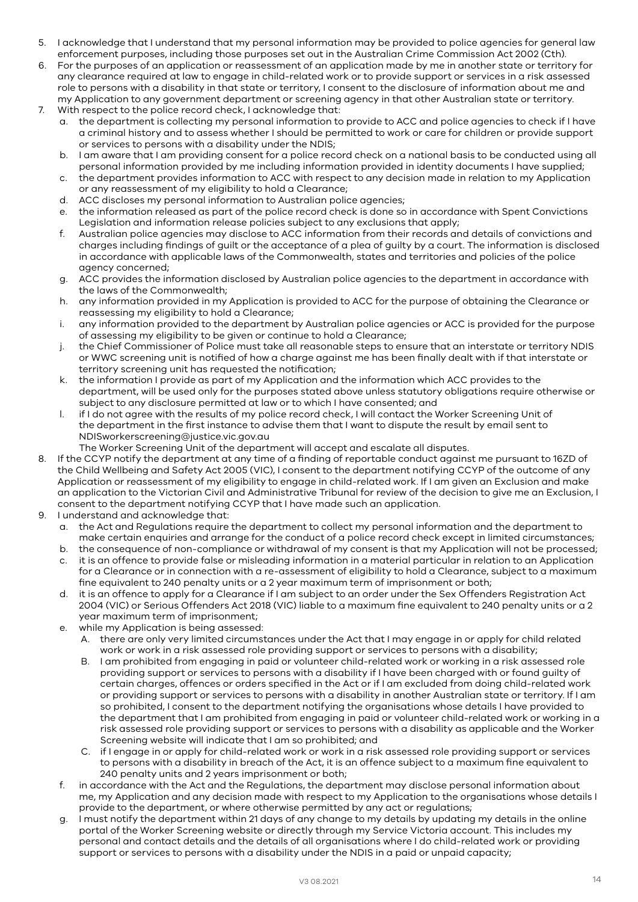5. I acknowledge that I understand that my personal information may be provided to police agencies for general law enforcement purposes, including those purposes set out in the Australian Crime Commission Act 2002 (Cth).
6. For the purposes of an application or reassessment of an application made by me in another state or territory for any clearance required at law to engage in child-related work or to provide support or services in a risk assessed role to persons with a disability in that state or territory, I consent to the disclosure of information about me and my Application to any government department or screening agency in that other Australian state or territory.
7. With respect to the police record check, I acknowledge that:
   a. the department is collecting my personal information to provide to ACC and police agencies to check if I have a criminal history and to assess whether I should be permitted to work or care for children or provide support or services to persons with a disability under the NDIS;
   b. I am aware that I am providing consent for a police record check on a national basis to be conducted using all personal information provided by me including information provided in identity documents I have supplied;
   c. the department provides information to ACC with respect to any decision made in relation to my Application or any reassessment of my eligibility to hold a Clearance;
   d. ACC discloses my personal information to Australian police agencies;
   e. the information released as part of the police record check is done so in accordance with Spent Convictions Legislation and information release policies subject to any exclusions that apply;
   f. Australian police agencies may disclose to ACC information from their records and details of convictions and charges including findings of guilt or the acceptance of a plea of guilty by a court. The information is disclosed in accordance with applicable laws of the Commonwealth, states and territories and policies of the police agency concerned;
   g. ACC provides the information disclosed by Australian police agencies to the department in accordance with the laws of the Commonwealth;
   h. any information provided in my Application is provided to ACC for the purpose of obtaining the Clearance or reassessing my eligibility to hold a Clearance;
   i. any information provided to the department by Australian police agencies or ACC is provided for the purpose of assessing my eligibility to be given or continue to hold a Clearance;
   j. the Chief Commissioner of Police must take all reasonable steps to ensure that an interstate or territory NDIS or WWC screening unit is notified of how a charge against me has been finally dealt with if that interstate or territory screening unit has requested the notification;
   k. the information I provide as part of my Application and the information which ACC provides to the department, will be used only for the purposes stated above unless statutory obligations require otherwise or subject to any disclosure permitted at law or to which I have consented; and
   l. if I do not agree with the results of my police record check, I will contact the Worker Screening Unit of the department in the first instance to advise them that I want to dispute the result by email sent to NDISworkerscreening@justice.vic.gov.au
      The Worker Screening Unit of the department will accept and escalate all disputes.
8. If the CCYP notify the department at any time of a finding of reportable conduct against me pursuant to 16ZD of the Child Wellbeing and Safety Act 2005 (VIC), I consent to the department notifying CCYP of the outcome of any Application or reassessment of my eligibility to engage in child-related work. If I am given an Exclusion and make an application to the Victorian Civil and Administrative Tribunal for review of the decision to give me an Exclusion, I consent to the department notifying CCYP that I have made such an application.
9. I understand and acknowledge that:
   a. the Act and Regulations require the department to collect my personal information and the department to make certain enquiries and arrange for the conduct of a police record check except in limited circumstances;
   b. the consequence of non-compliance or withdrawal of my consent is that my Application will not be processed;
   c. it is an offence to provide false or misleading information in a material particular in relation to an Application for a Clearance or in connection with a re-assessment of eligibility to hold a Clearance, subject to a maximum fine equivalent to 240 penalty units or a 2 year maximum term of imprisonment or both;
   d. it is an offence to apply for a Clearance if I am subject to an order under the Sex Offenders Registration Act 2004 (VIC) or Serious Offenders Act 2018 (VIC) liable to a maximum fine equivalent to 240 penalty units or a 2 year maximum term of imprisonment;
   e. while my Application is being assessed:
      A. there are only very limited circumstances under the Act that I may engage in or apply for child related work or work in a risk assessed role providing support or services to persons with a disability;
      B. I am prohibited from engaging in paid or volunteer child-related work or working in a risk assessed role providing support or services to persons with a disability if I have been charged with or found guilty of certain charges, offences or orders specified in the Act or if I am excluded from doing child-related work or providing support or services to persons with a disability in another Australian state or territory. If I am so prohibited, I consent to the department notifying the organisations whose details I have provided to the department that I am prohibited from engaging in paid or volunteer child-related work or working in a risk assessed role providing support or services to persons with a disability as applicable and the Worker Screening website will indicate that I am so prohibited; and
      C. if I engage in or apply for child-related work or work in a risk assessed role providing support or services to persons with a disability in breach of the Act, it is an offence subject to a maximum fine equivalent to 240 penalty units and 2 years imprisonment or both;
   f. in accordance with the Act and the Regulations, the department may disclose personal information about me, my Application and any decision made with respect to my Application to the organisations whose details I provide to the department, or where otherwise permitted by any act or regulations;
   g. I must notify the department within 21 days of any change to my details by updating my details in the online portal of the Worker Screening website or directly through my Service Victoria account. This includes my personal and contact details and the details of all organisations where I do child-related work or providing support or services to persons with a disability under the NDIS in a paid or unpaid capacity;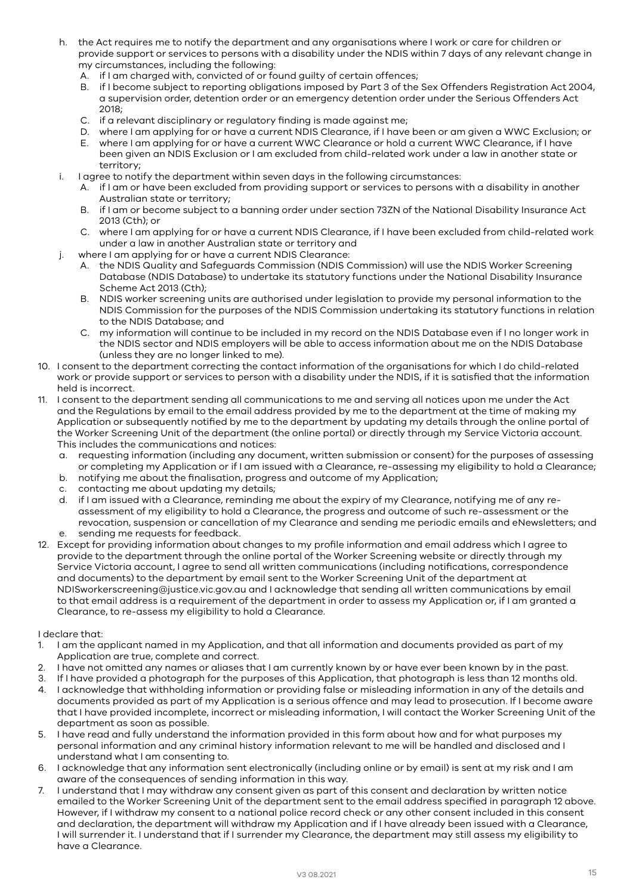h. the Act requires me to notify the department and any organisations where I work or care for children or provide support or services to persons with a disability under the NDIS within 7 days of any relevant change in my circumstances, including the following:
   A. if I am charged with, convicted of or found guilty of certain offences;
   B. if I become subject to reporting obligations imposed by Part 3 of the Sex Offenders Registration Act 2004, a supervision order, detention order or an emergency detention order under the Serious Offenders Act 2018;
   C. if a relevant disciplinary or regulatory finding is made against me;
   D. where I am applying for or have a current NDIS Clearance, if I have been or am given a WWC Exclusion; or
   E. where I am applying for or have a current WWC Clearance or hold a current WWC Clearance, if I have been given an NDIS Exclusion or I am excluded from child-related work under a law in another state or territory;

i. I agree to notify the department within seven days in the following circumstances:
   A. if I am or have been excluded from providing support or services to persons with a disability in another Australian state or territory;
   B. if I am or become subject to a banning order under section 73ZN of the National Disability Insurance Act 2013 (Cth); or
   C. where I am applying for or have a current NDIS Clearance, if I have been excluded from child-related work under a law in another Australian state or territory and

j. where I am applying for or have a current NDIS Clearance:
   A. the NDIS Quality and Safeguards Commission (NDIS Commission) will use the NDIS Worker Screening Database (NDIS Database) to undertake its statutory functions under the National Disability Insurance Scheme Act 2013 (Cth);
   B. NDIS worker screening units are authorised under legislation to provide my personal information to the NDIS Commission for the purposes of the NDIS Commission undertaking its statutory functions in relation to the NDIS Database; and
   C. my information will continue to be included in my record on the NDIS Database even if I no longer work in the NDIS sector and NDIS employers will be able to access information about me on the NDIS Database (unless they are no longer linked to me).

10. I consent to the department correcting the contact information of the organisations for which I do child-related work or provide support or services to person with a disability under the NDIS, if it is satisfied that the information held is incorrect.
11. I consent to the department sending all communications to me and serving all notices upon me under the Act and the Regulations by email to the email address provided by me to the department at the time of making my Application or subsequently notified by me to the department by updating my details through the online portal of the Worker Screening Unit of the department (the online portal) or directly through my Service Victoria account. This includes the communications and notices:
    a. requesting information (including any document, written submission or consent) for the purposes of assessing or completing my Application or if I am issued with a Clearance, re-assessing my eligibility to hold a Clearance;
    b. notifying me about the finalisation, progress and outcome of my Application;
    c. contacting me about updating my details;
    d. if I am issued with a Clearance, reminding me about the expiry of my Clearance, notifying me of any re-assessment of my eligibility to hold a Clearance, the progress and outcome of such re-assessment or the revocation, suspension or cancellation of my Clearance and sending me periodic emails and eNewsletters; and
    e. sending me requests for feedback.
12. Except for providing information about changes to my profile information and email address which I agree to provide to the department through the online portal of the Worker Screening website or directly through my Service Victoria account, I agree to send all written communications (including notifications, correspondence and documents) to the department by email sent to the Worker Screening Unit of the department at NDISworkerscreening@justice.vic.gov.au and I acknowledge that sending all written communications by email to that email address is a requirement of the department in order to assess my Application or, if I am granted a Clearance, to re-assess my eligibility to hold a Clearance.

I declare that:

1. I am the applicant named in my Application, and that all information and documents provided as part of my Application are true, complete and correct.
2. I have not omitted any names or aliases that I am currently known by or have ever been known by in the past.
3. If I have provided a photograph for the purposes of this Application, that photograph is less than 12 months old.
4. I acknowledge that withholding information or providing false or misleading information in any of the details and documents provided as part of my Application is a serious offence and may lead to prosecution. If I become aware that I have provided incomplete, incorrect or misleading information, I will contact the Worker Screening Unit of the department as soon as possible.
5. I have read and fully understand the information provided in this form about how and for what purposes my personal information and any criminal history information relevant to me will be handled and disclosed and I understand what I am consenting to.
6. I acknowledge that any information sent electronically (including online or by email) is sent at my risk and I am aware of the consequences of sending information in this way.
7. I understand that I may withdraw any consent given as part of this consent and declaration by written notice emailed to the Worker Screening Unit of the department sent to the email address specified in paragraph 12 above. However, if I withdraw my consent to a national police record check or any other consent included in this consent and declaration, the department will withdraw my Application and if I have already been issued with a Clearance, I will surrender it. I understand that if I surrender my Clearance, the department may still assess my eligibility to have a Clearance.

V3 08.2021